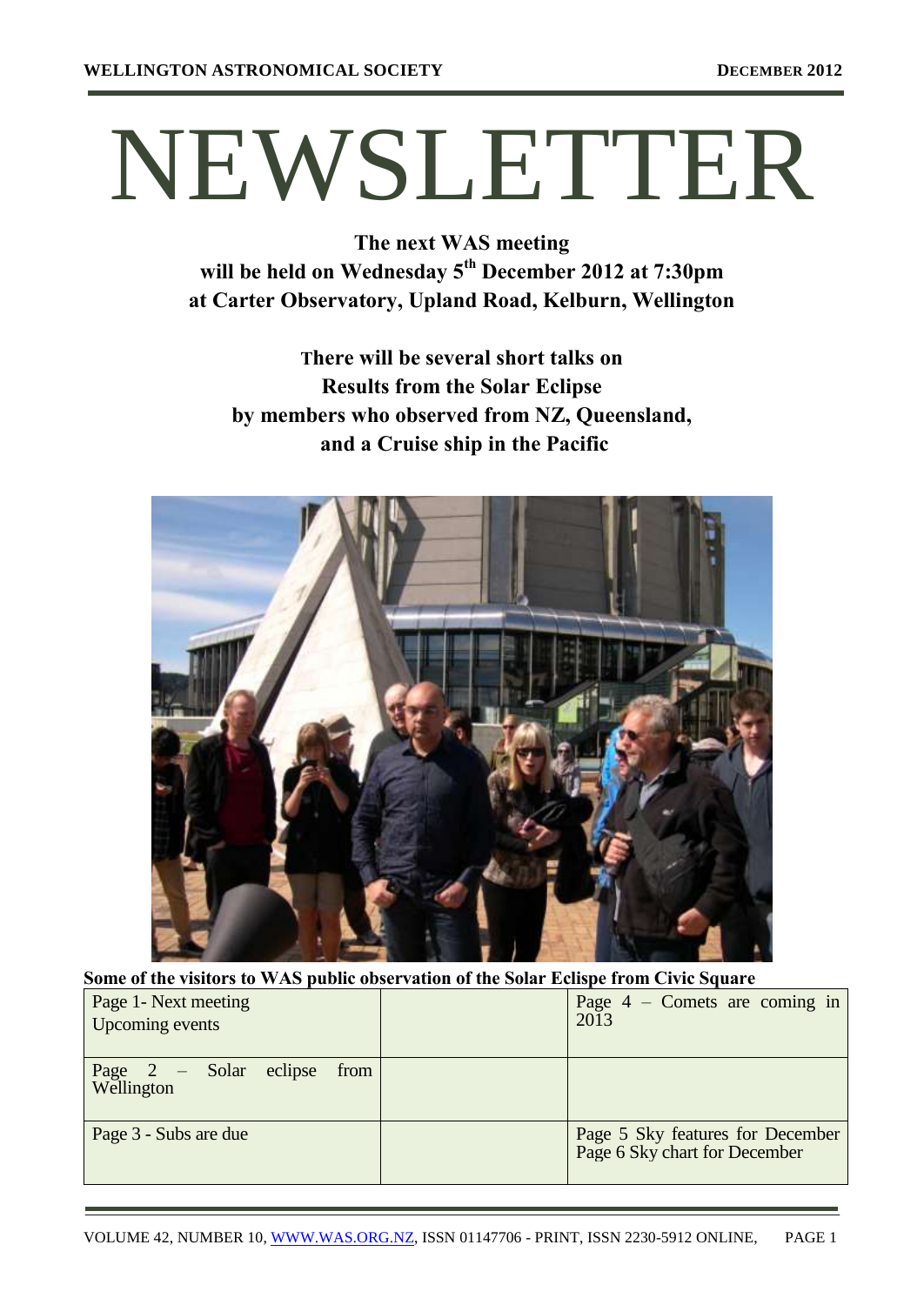# NEWSLETTER

**The next WAS meeting**
**will be held on Wednesday 5th December 2012 at 7:30pm**
**at Carter Observatory, Upland Road, Kelburn, Wellington**

**There will be several short talks on**
**Results from the Solar Eclipse**
**by members who observed from NZ, Queensland,**
**and a Cruise ship in the Pacific**

**Some of the visitors to WAS public observation of the Solar Eclipse from Civic Square**

| | | |
|---|---|---|
| Page 1- Next meeting<br>Upcoming events | | Page 4 – Comets are coming in 2013 |
| Page 2 – Solar eclipse from Wellington | | |
| Page 3 - Subs are due | | Page 5 Sky features for December<br>Page 6 Sky chart for December |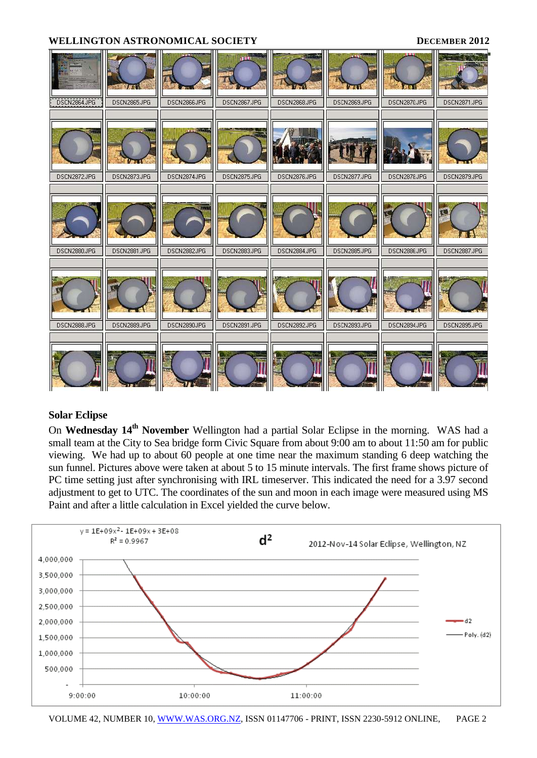DSCN2864.JPG DSCN2865.JPG DSCN2866.JPG DSCN2867.JPG DSCN2868.JPG DSCN2869.JPG DSCN2870.JPG DSCN2871.JPG

DSCN2872.JPG DSCN2873.JPG DSCN2874.JPG DSCN2875.JPG DSCN2876.JPG DSCN2877.JPG DSCN2878.JPG DSCN2879.JPG

DSCN2880.JPG DSCN2881.JPG DSCN2882.JPG DSCN2883.JPG DSCN2884.JPG DSCN2885.JPG DSCN2886.JPG DSCN2887.JPG

DSCN2888.JPG DSCN2889.JPG DSCN2890.JPG DSCN2891.JPG DSCN2892.JPG DSCN2893.JPG DSCN2894.JPG DSCN2895.JPG

## Solar Eclipse

On **Wednesday 14th November** Wellington had a partial Solar Eclipse in the morning. WAS had a small team at the City to Sea bridge form Civic Square from about 9:00 am to about 11:50 am for public viewing. We had up to about 60 people at one time near the maximum standing 6 deep watching the sun funnel. Pictures above were taken at about 5 to 15 minute intervals. The first frame shows picture of PC time setting just after synchronising with IRL timeserver. This indicated the need for a 3.97 second adjustment to get to UTC. The coordinates of the sun and moon in each image were measured using MS Paint and after a little calculation in Excel yielded the curve below.

$y = 1E{+}09x^2 - 1E{+}09x + 3E{+}08$

$R^2 = 0.9967$

$d^2$

2012-Nov-14 Solar Eclipse, Wellington, NZ

4,000,000
3,500,000
3,000,000
2,500,000
2,000,000
1,500,000
1,000,000
500,000
-

9:00:00
10:00:00
11:00:00

d2
Poly. (d2)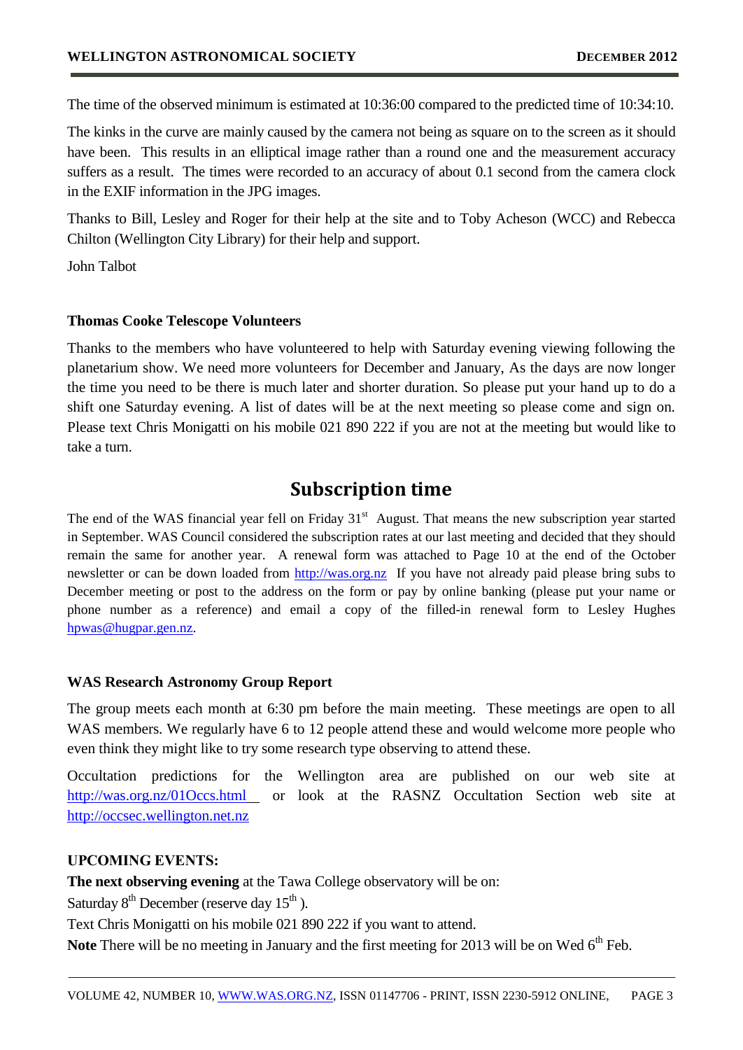The time of the observed minimum is estimated at 10:36:00 compared to the predicted time of 10:34:10.

The kinks in the curve are mainly caused by the camera not being as square on to the screen as it should have been. This results in an elliptical image rather than a round one and the measurement accuracy suffers as a result. The times were recorded to an accuracy of about 0.1 second from the camera clock in the EXIF information in the JPG images.

Thanks to Bill, Lesley and Roger for their help at the site and to Toby Acheson (WCC) and Rebecca Chilton (Wellington City Library) for their help and support.

John Talbot

### Thomas Cooke Telescope Volunteers

Thanks to the members who have volunteered to help with Saturday evening viewing following the planetarium show. We need more volunteers for December and January, As the days are now longer the time you need to be there is much later and shorter duration. So please put your hand up to do a shift one Saturday evening. A list of dates will be at the next meeting so please come and sign on. Please text Chris Monigatti on his mobile 021 890 222 if you are not at the meeting but would like to take a turn.

## Subscription time

The end of the WAS financial year fell on Friday 31st August. That means the new subscription year started in September. WAS Council considered the subscription rates at our last meeting and decided that they should remain the same for another year. A renewal form was attached to Page 10 at the end of the October newsletter or can be down loaded from http://was.org.nz If you have not already paid please bring subs to December meeting or post to the address on the form or pay by online banking (please put your name or phone number as a reference) and email a copy of the filled-in renewal form to Lesley Hughes hpwas@hugpar.gen.nz.

### WAS Research Astronomy Group Report

The group meets each month at 6:30 pm before the main meeting. These meetings are open to all WAS members. We regularly have 6 to 12 people attend these and would welcome more people who even think they might like to try some research type observing to attend these.

Occultation predictions for the Wellington area are published on our web site at http://was.org.nz/01Occs.html or look at the RASNZ Occultation Section web site at http://occsec.wellington.net.nz

**UPCOMING EVENTS:**

**The next observing evening** at the Tawa College observatory will be on:

Saturday 8th December (reserve day 15th ).

Text Chris Monigatti on his mobile 021 890 222 if you want to attend.

**Note** There will be no meeting in January and the first meeting for 2013 will be on Wed 6th Feb.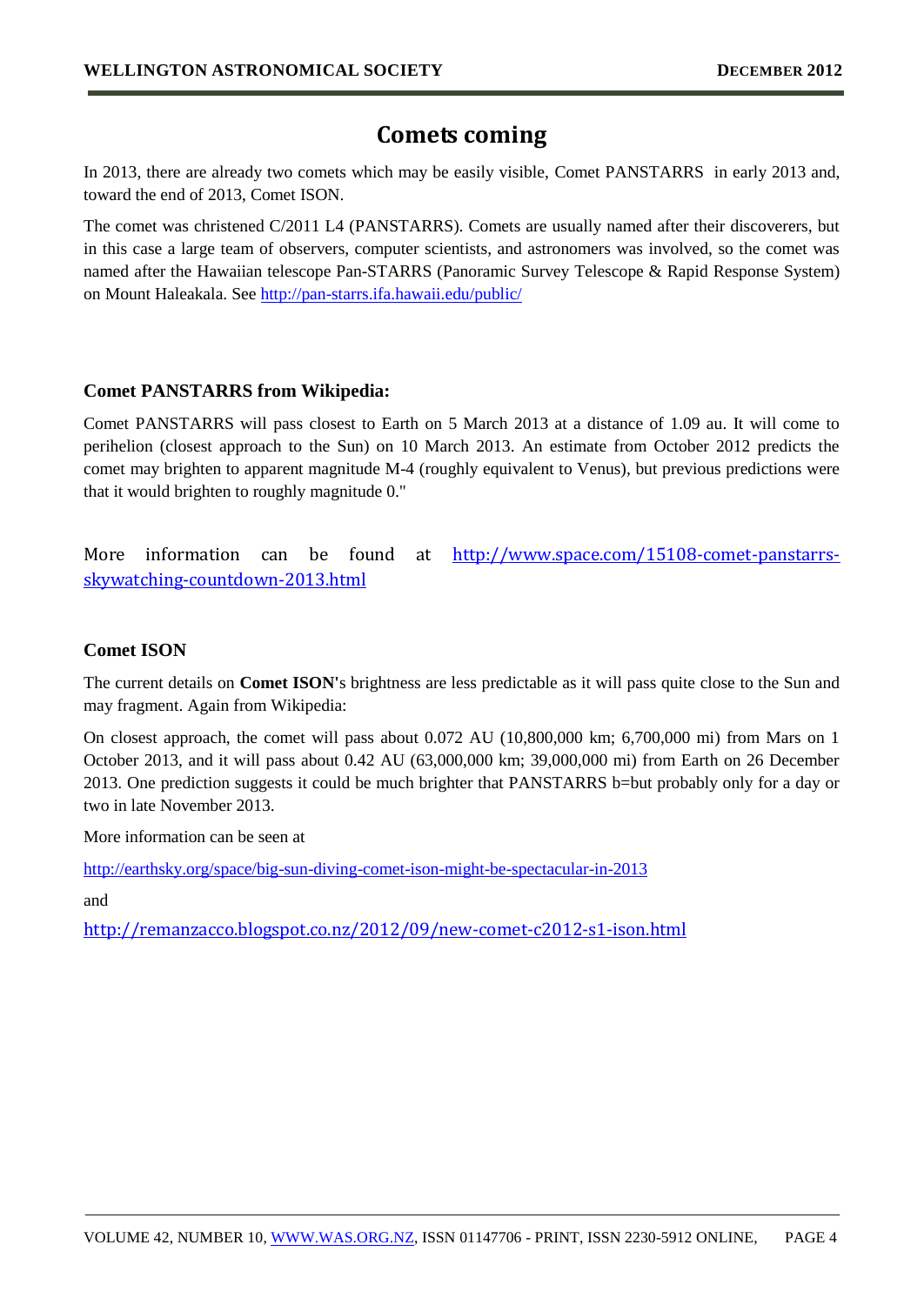# Comets coming

In 2013, there are already two comets which may be easily visible, Comet PANSTARRS in early 2013 and, toward the end of 2013, Comet ISON.

The comet was christened C/2011 L4 (PANSTARRS). Comets are usually named after their discoverers, but in this case a large team of observers, computer scientists, and astronomers was involved, so the comet was named after the Hawaiian telescope Pan-STARRS (Panoramic Survey Telescope & Rapid Response System) on Mount Haleakala. See http://pan-starrs.ifa.hawaii.edu/public/

### Comet PANSTARRS from Wikipedia:

Comet PANSTARRS will pass closest to Earth on 5 March 2013 at a distance of 1.09 au. It will come to perihelion (closest approach to the Sun) on 10 March 2013. An estimate from October 2012 predicts the comet may brighten to apparent magnitude M-4 (roughly equivalent to Venus), but previous predictions were that it would brighten to roughly magnitude 0."

More information can be found at http://www.space.com/15108-comet-panstarrs-skywatching-countdown-2013.html

### Comet ISON

The current details on **Comet ISON'**s brightness are less predictable as it will pass quite close to the Sun and may fragment. Again from Wikipedia:

On closest approach, the comet will pass about 0.072 AU (10,800,000 km; 6,700,000 mi) from Mars on 1 October 2013, and it will pass about 0.42 AU (63,000,000 km; 39,000,000 mi) from Earth on 26 December 2013. One prediction suggests it could be much brighter that PANSTARRS b=but probably only for a day or two in late November 2013.

More information can be seen at

http://earthsky.org/space/big-sun-diving-comet-ison-might-be-spectacular-in-2013

and

http://remanzacco.blogspot.co.nz/2012/09/new-comet-c2012-s1-ison.html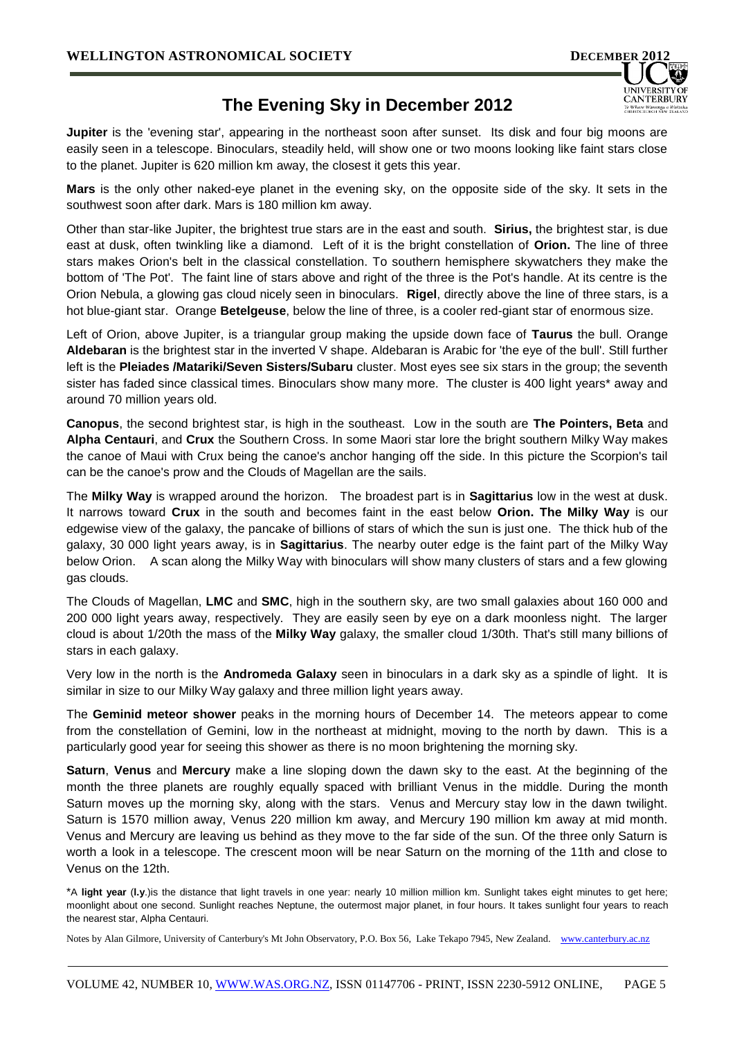# The Evening Sky in December 2012

**Jupiter** is the 'evening star', appearing in the northeast soon after sunset. Its disk and four big moons are easily seen in a telescope. Binoculars, steadily held, will show one or two moons looking like faint stars close to the planet. Jupiter is 620 million km away, the closest it gets this year.

**Mars** is the only other naked-eye planet in the evening sky, on the opposite side of the sky. It sets in the southwest soon after dark. Mars is 180 million km away.

Other than star-like Jupiter, the brightest true stars are in the east and south. **Sirius,** the brightest star, is due east at dusk, often twinkling like a diamond. Left of it is the bright constellation of **Orion.** The line of three stars makes Orion's belt in the classical constellation. To southern hemisphere skywatchers they make the bottom of 'The Pot'. The faint line of stars above and right of the three is the Pot's handle. At its centre is the Orion Nebula, a glowing gas cloud nicely seen in binoculars. **Rigel**, directly above the line of three stars, is a hot blue-giant star. Orange **Betelgeuse**, below the line of three, is a cooler red-giant star of enormous size.

Left of Orion, above Jupiter, is a triangular group making the upside down face of **Taurus** the bull. Orange **Aldebaran** is the brightest star in the inverted V shape. Aldebaran is Arabic for 'the eye of the bull'. Still further left is the **Pleiades /Matariki/Seven Sisters/Subaru** cluster. Most eyes see six stars in the group; the seventh sister has faded since classical times. Binoculars show many more. The cluster is 400 light years* away and around 70 million years old.

**Canopus**, the second brightest star, is high in the southeast. Low in the south are **The Pointers, Beta** and **Alpha Centauri**, and **Crux** the Southern Cross. In some Maori star lore the bright southern Milky Way makes the canoe of Maui with Crux being the canoe's anchor hanging off the side. In this picture the Scorpion's tail can be the canoe's prow and the Clouds of Magellan are the sails.

The **Milky Way** is wrapped around the horizon. The broadest part is in **Sagittarius** low in the west at dusk. It narrows toward **Crux** in the south and becomes faint in the east below **Orion. The Milky Way** is our edgewise view of the galaxy, the pancake of billions of stars of which the sun is just one. The thick hub of the galaxy, 30 000 light years away, is in **Sagittarius**. The nearby outer edge is the faint part of the Milky Way below Orion. A scan along the Milky Way with binoculars will show many clusters of stars and a few glowing gas clouds.

The Clouds of Magellan, **LMC** and **SMC**, high in the southern sky, are two small galaxies about 160 000 and 200 000 light years away, respectively. They are easily seen by eye on a dark moonless night. The larger cloud is about 1/20th the mass of the **Milky Way** galaxy, the smaller cloud 1/30th. That's still many billions of stars in each galaxy.

Very low in the north is the **Andromeda Galaxy** seen in binoculars in a dark sky as a spindle of light. It is similar in size to our Milky Way galaxy and three million light years away.

The **Geminid meteor shower** peaks in the morning hours of December 14. The meteors appear to come from the constellation of Gemini, low in the northeast at midnight, moving to the north by dawn. This is a particularly good year for seeing this shower as there is no moon brightening the morning sky.

**Saturn**, **Venus** and **Mercury** make a line sloping down the dawn sky to the east. At the beginning of the month the three planets are roughly equally spaced with brilliant Venus in the middle. During the month Saturn moves up the morning sky, along with the stars. Venus and Mercury stay low in the dawn twilight. Saturn is 1570 million away, Venus 220 million km away, and Mercury 190 million km away at mid month. Venus and Mercury are leaving us behind as they move to the far side of the sun. Of the three only Saturn is worth a look in a telescope. The crescent moon will be near Saturn on the morning of the 11th and close to Venus on the 12th.

*A **light year** (**l.y**.)is the distance that light travels in one year: nearly 10 million million km. Sunlight takes eight minutes to get here; moonlight about one second. Sunlight reaches Neptune, the outermost major planet, in four hours. It takes sunlight four years to reach the nearest star, Alpha Centauri.

Notes by Alan Gilmore, University of Canterbury's Mt John Observatory, P.O. Box 56, Lake Tekapo 7945, New Zealand. www.canterbury.ac.nz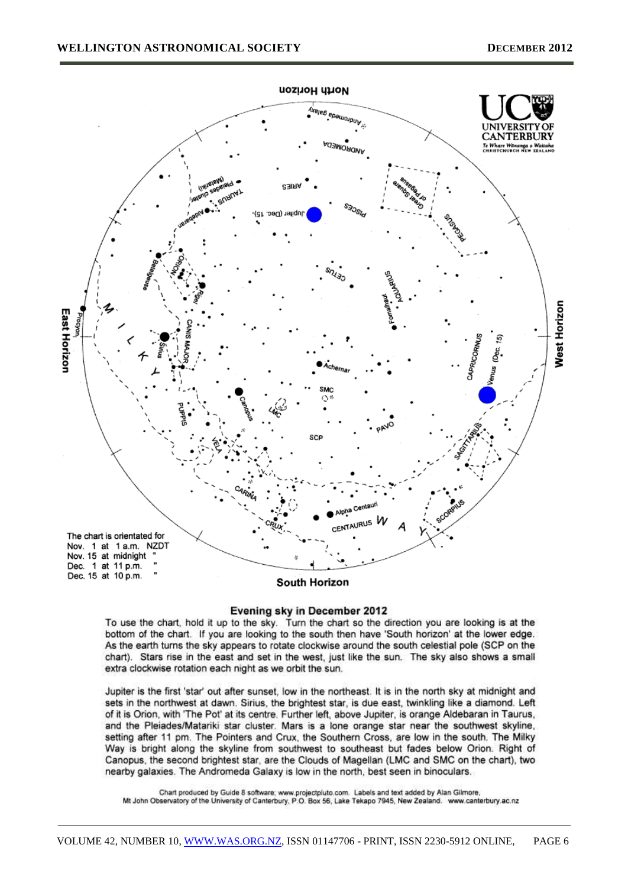North Horizon

East Horizon

West Horizon

South Horizon

UNIVERSITY OF CANTERBURY
Te Whare Wānanga o Waitaha
CHRISTCHURCH NEW ZEALAND

Andromeda galaxy
ANDROMEDA
ARIES
Pleiades cluster (Matariki)
TAURUS
Aldebaran
Jupiter (Dec. 15)
PISCES
Great Square of Pegasus
PEGASUS
Betelgeuse
ORION
Rigel
CETUS
AQUARIUS
Fomalhaut
Procyon
MILKY
CANIS MAJOR
Sirius
Achernar
CAPRICORNUS
Venus (Dec. 15)
SMC
Canopus
LMC
PUPPIS
SCP
PAVO
SAGITTARIUS
VELA
CARINA
Alpha Centauri
CENTAURUS
WAY
SCORPIUS
CRUX

The chart is orientated for
Nov. 1 at 1 a.m. NZDT
Nov. 15 at midnight "
Dec. 1 at 11 p.m. "
Dec. 15 at 10 p.m. "

## Evening sky in December 2012

To use the chart, hold it up to the sky. Turn the chart so the direction you are looking is at the bottom of the chart. If you are looking to the south then have 'South horizon' at the lower edge. As the earth turns the sky appears to rotate clockwise around the south celestial pole (SCP on the chart). Stars rise in the east and set in the west, just like the sun. The sky also shows a small extra clockwise rotation each night as we orbit the sun.

Jupiter is the first 'star' out after sunset, low in the northeast. It is in the north sky at midnight and sets in the northwest at dawn. Sirius, the brightest star, is due east, twinkling like a diamond. Left of it is Orion, with 'The Pot' at its centre. Further left, above Jupiter, is orange Aldebaran in Taurus, and the Pleiades/Matariki star cluster. Mars is a lone orange star near the southwest skyline, setting after 11 pm. The Pointers and Crux, the Southern Cross, are low in the south. The Milky Way is bright along the skyline from southwest to southeast but fades below Orion. Right of Canopus, the second brightest star, are the Clouds of Magellan (LMC and SMC on the chart), two nearby galaxies. The Andromeda Galaxy is low in the north, best seen in binoculars.

Chart produced by Guide 8 software; www.projectpluto.com. Labels and text added by Alan Gilmore, Mt John Observatory of the University of Canterbury, P.O. Box 56, Lake Tekapo 7945, New Zealand. www.canterbury.ac.nz